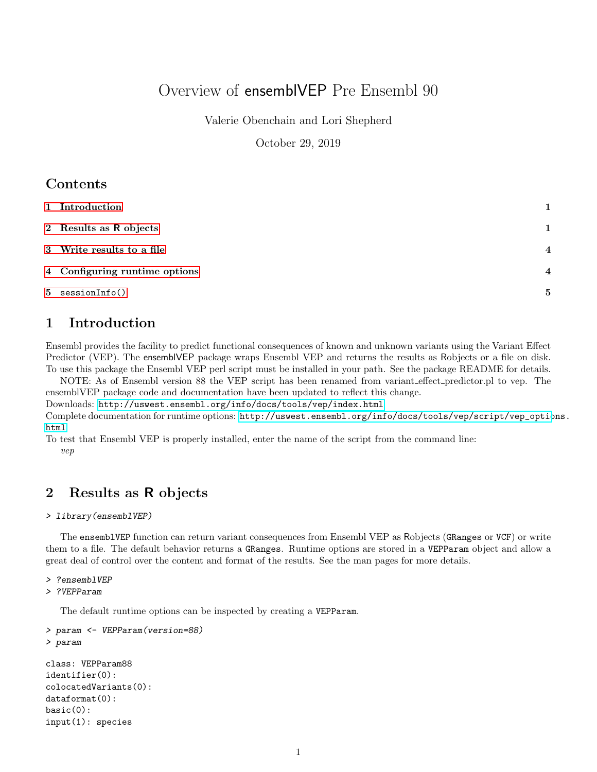# Overview of ensemblVEP Pre Ensembl 90

Valerie Obenchain and Lori Shepherd

October 29, 2019

## Contents

1 Introduction 1

2 Results as R objects 1

3 Write results to a file 4

4 Configuring runtime options 4

5 sessionInfo() 5

## 1 Introduction

Ensembl provides the facility to predict functional consequences of known and unknown variants using the Variant Effect Predictor (VEP). The ensemblVEP package wraps Ensembl VEP and returns the results as Robjects or a file on disk. To use this package the Ensembl VEP perl script must be installed in your path. See the package README for details.

NOTE: As of Ensembl version 88 the VEP script has been renamed from variant_effect_predictor.pl to vep. The ensemblVEP package code and documentation have been updated to reflect this change.

Downloads: http://uswest.ensembl.org/info/docs/tools/vep/index.html

Complete documentation for runtime options: http://uswest.ensembl.org/info/docs/tools/vep/script/vep_options.html

To test that Ensembl VEP is properly installed, enter the name of the script from the command line:

*vep*

## 2 Results as R objects

```
> library(ensemblVEP)
```

The ensemblVEP function can return variant consequences from Ensembl VEP as Robjects (GRanges or VCF) or write them to a file. The default behavior returns a GRanges. Runtime options are stored in a VEPParam object and allow a great deal of control over the content and format of the results. See the man pages for more details.

```
> ?ensemblVEP
> ?VEPParam
```

The default runtime options can be inspected by creating a VEPParam.

```
> param <- VEPParam(version=88)
> param

class: VEPParam88
identifier(0):
colocatedVariants(0):
dataformat(0):
basic(0):
input(1): species
```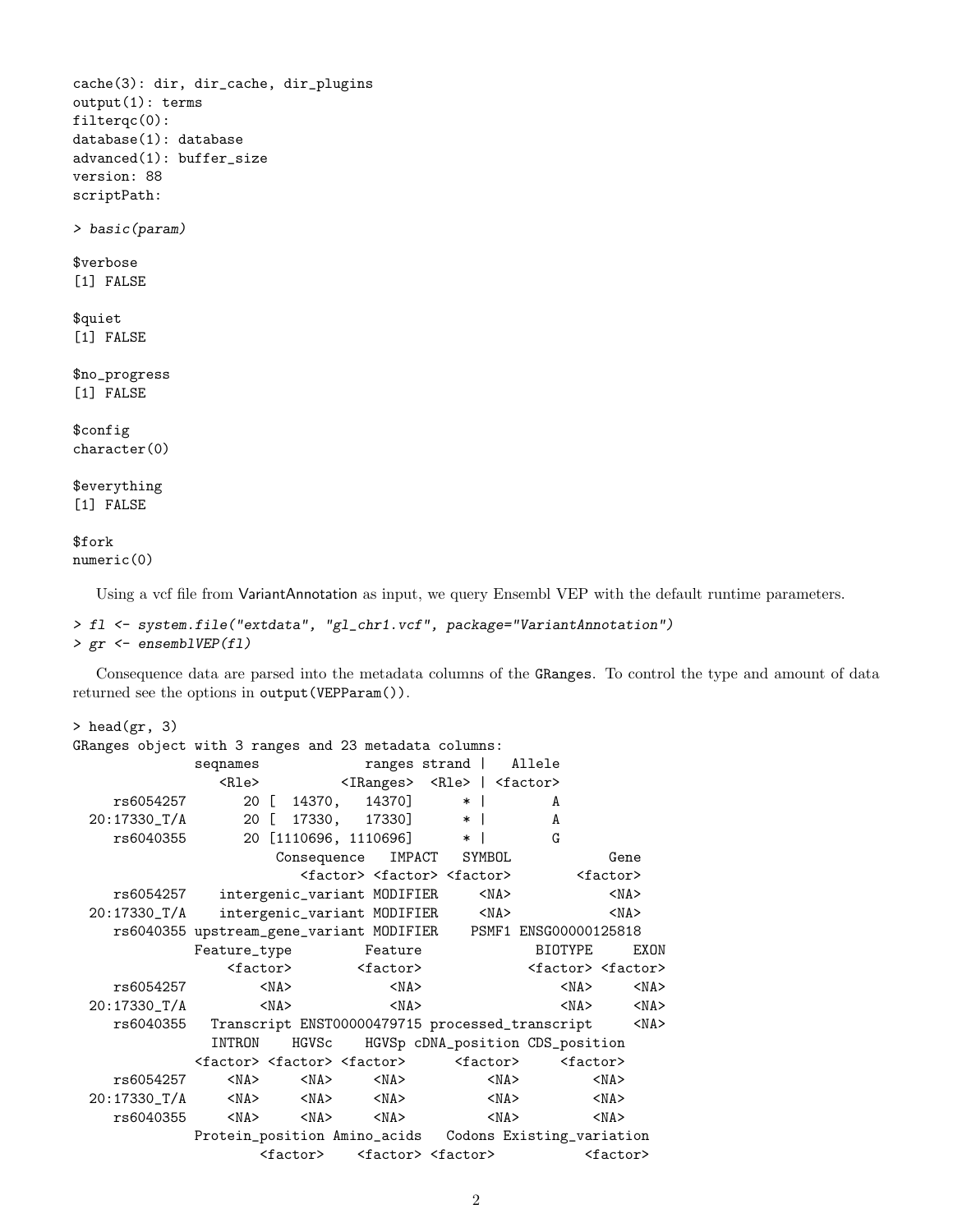```
cache(3): dir, dir_cache, dir_plugins
output(1): terms
filterqc(0):
database(1): database
advanced(1): buffer_size
version: 88
scriptPath:
```

```
> basic(param)
```

```
$verbose
[1] FALSE

$quiet
[1] FALSE

$no_progress
[1] FALSE

$config
character(0)

$everything
[1] FALSE

$fork
numeric(0)
```

Using a vcf file from VariantAnnotation as input, we query Ensembl VEP with the default runtime parameters.

```
> fl <- system.file("extdata", "gl_chr1.vcf", package="VariantAnnotation")
> gr <- ensemblVEP(fl)
```

Consequence data are parsed into the metadata columns of the GRanges. To control the type and amount of data returned see the options in output(VEPParam()).

```
> head(gr, 3)
GRanges object with 3 ranges and 23 metadata columns:
              seqnames             ranges strand |   Allele
                 <Rle>          <IRanges>  <Rle> | <factor>
    rs6054257       20 [  14370,   14370]      * |        A
  20:17330_T/A       20 [  17330,   17330]      * |        A
    rs6040355       20 [1110696, 1110696]      * |        G
                       Consequence   IMPACT   SYMBOL            Gene
                          <factor> <factor> <factor>        <factor>
    rs6054257    intergenic_variant MODIFIER     <NA>            <NA>
  20:17330_T/A    intergenic_variant MODIFIER     <NA>            <NA>
    rs6040355 upstream_gene_variant MODIFIER    PSMF1 ENSG00000125818
              Feature_type         Feature             BIOTYPE     EXON
                  <factor>        <factor>            <factor> <factor>
    rs6054257         <NA>            <NA>                <NA>     <NA>
  20:17330_T/A         <NA>            <NA>                <NA>     <NA>
    rs6040355   Transcript ENST00000479715 processed_transcript     <NA>
                INTRON    HGVSc    HGVSp cDNA_position CDS_position
              <factor> <factor> <factor>      <factor>     <factor>
    rs6054257     <NA>     <NA>     <NA>          <NA>         <NA>
  20:17330_T/A     <NA>     <NA>     <NA>          <NA>         <NA>
    rs6040355     <NA>     <NA>     <NA>          <NA>         <NA>
              Protein_position Amino_acids   Codons Existing_variation
                      <factor>    <factor> <factor>           <factor>
```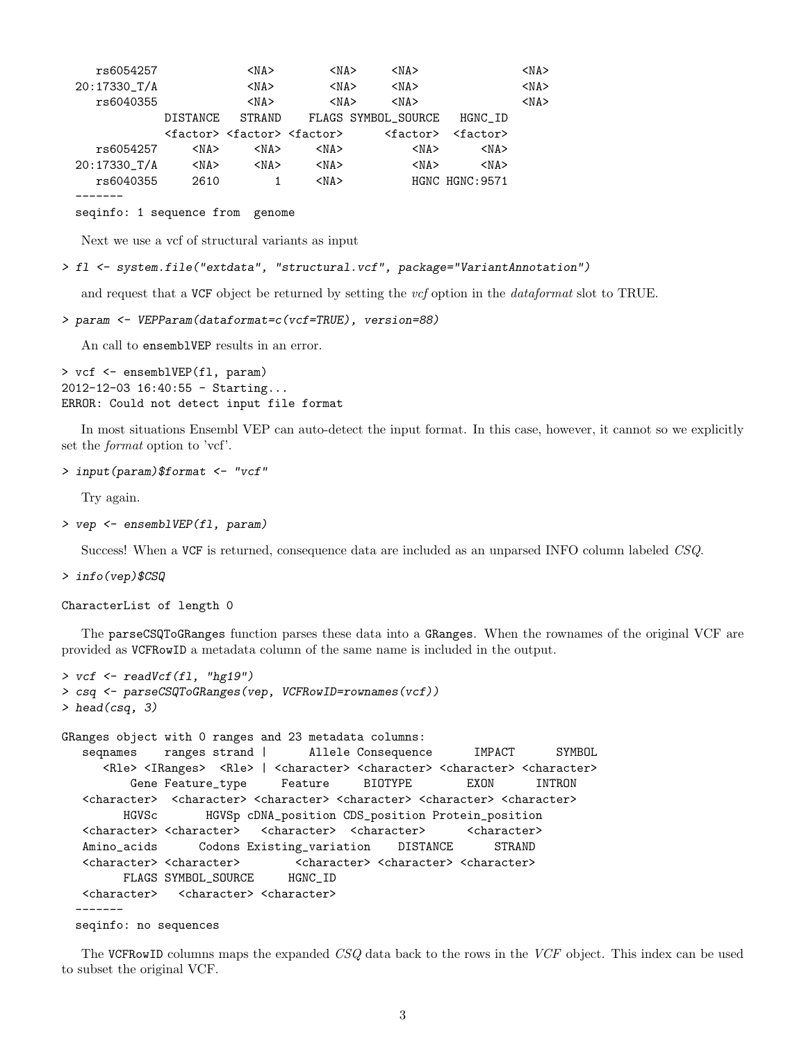```
     rs6054257              <NA>         <NA>      <NA>                <NA>
  20:17330_T/A              <NA>         <NA>      <NA>                <NA>
     rs6040355              <NA>         <NA>      <NA>                <NA>
              DISTANCE   STRAND    FLAGS SYMBOL_SOURCE    HGNC_ID
              <factor> <factor> <factor>      <factor>   <factor>
     rs6054257     <NA>     <NA>     <NA>          <NA>       <NA>
  20:17330_T/A     <NA>     <NA>     <NA>          <NA>       <NA>
     rs6040355     2610        1     <NA>          HGNC HGNC:9571
  -------
  seqinfo: 1 sequence from  genome
```

Next we use a vcf of structural variants as input

```
> fl <- system.file("extdata", "structural.vcf", package="VariantAnnotation")
```

and request that a VCF object be returned by setting the *vcf* option in the *dataformat* slot to TRUE.

```
> param <- VEPParam(dataformat=c(vcf=TRUE), version=88)
```

An call to ensemblVEP results in an error.

```
> vcf <- ensemblVEP(fl, param)
2012-12-03 16:40:55 - Starting...
ERROR: Could not detect input file format
```

In most situations Ensembl VEP can auto-detect the input format. In this case, however, it cannot so we explicitly set the *format* option to 'vcf'.

```
> input(param)$format <- "vcf"
```

Try again.

```
> vep <- ensemblVEP(fl, param)
```

Success! When a VCF is returned, consequence data are included as an unparsed INFO column labeled *CSQ*.

```
> info(vep)$CSQ

CharacterList of length 0
```

The parseCSQToGRanges function parses these data into a GRanges. When the rownames of the original VCF are provided as VCFRowID a metadata column of the same name is included in the output.

```
> vcf <- readVcf(fl, "hg19")
> csq <- parseCSQToGRanges(vep, VCFRowID=rownames(vcf))
> head(csq, 3)

GRanges object with 0 ranges and 23 metadata columns:
   seqnames    ranges strand |      Allele Consequence      IMPACT      SYMBOL
      <Rle> <IRanges>  <Rle> | <character> <character> <character> <character>
          Gene Feature_type     Feature     BIOTYPE        EXON      INTRON
   <character>  <character> <character> <character> <character> <character>
         HGVSc       HGVSp cDNA_position CDS_position Protein_position
   <character> <character>   <character>  <character>      <character>
   Amino_acids      Codons Existing_variation    DISTANCE      STRAND
   <character> <character>        <character> <character> <character>
         FLAGS SYMBOL_SOURCE     HGNC_ID
   <character>   <character> <character>
  -------
  seqinfo: no sequences
```

The VCFRowID columns maps the expanded *CSQ* data back to the rows in the *VCF* object. This index can be used to subset the original VCF.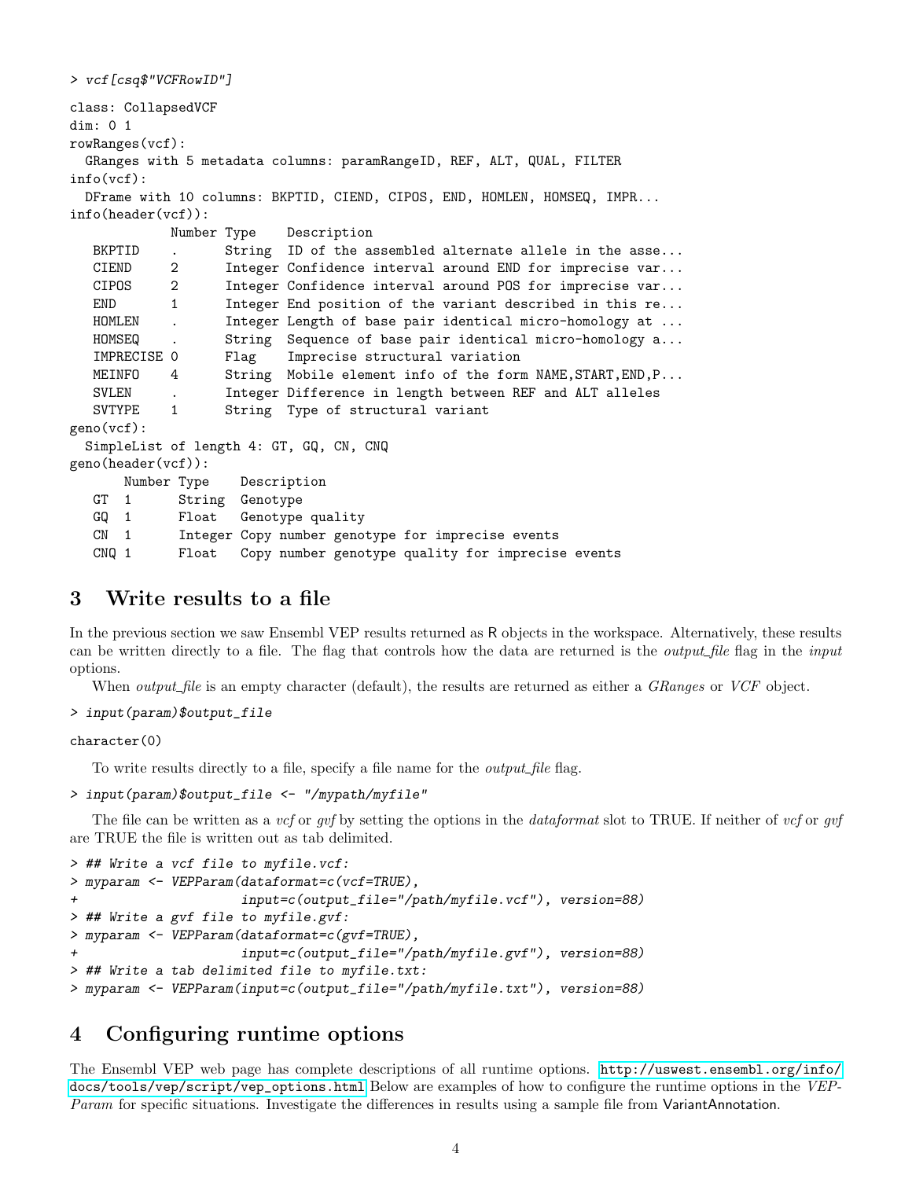```
> vcf[csq$"VCFRowID"]
```

```
class: CollapsedVCF
dim: 0 1
rowRanges(vcf):
  GRanges with 5 metadata columns: paramRangeID, REF, ALT, QUAL, FILTER
info(vcf):
  DFrame with 10 columns: BKPTID, CIEND, CIPOS, END, HOMLEN, HOMSEQ, IMPR...
info(header(vcf)):
             Number Type    Description
   BKPTID    .      String  ID of the assembled alternate allele in the asse...
   CIEND     2      Integer Confidence interval around END for imprecise var...
   CIPOS     2      Integer Confidence interval around POS for imprecise var...
   END       1      Integer End position of the variant described in this re...
   HOMLEN    .      Integer Length of base pair identical micro-homology at ...
   HOMSEQ    .      String  Sequence of base pair identical micro-homology a...
   IMPRECISE 0      Flag    Imprecise structural variation
   MEINFO    4      String  Mobile element info of the form NAME,START,END,P...
   SVLEN     .      Integer Difference in length between REF and ALT alleles
   SVTYPE    1      String  Type of structural variant
geno(vcf):
  SimpleList of length 4: GT, GQ, CN, CNQ
geno(header(vcf)):
       Number Type    Description
   GT  1      String  Genotype
   GQ  1      Float   Genotype quality
   CN  1      Integer Copy number genotype for imprecise events
   CNQ 1      Float   Copy number genotype quality for imprecise events
```

## 3 Write results to a file

In the previous section we saw Ensembl VEP results returned as R objects in the workspace. Alternatively, these results can be written directly to a file. The flag that controls how the data are returned is the *output_file* flag in the *input* options.

When *output_file* is an empty character (default), the results are returned as either a *GRanges* or *VCF* object.

```
> input(param)$output_file
```

```
character(0)
```

To write results directly to a file, specify a file name for the *output_file* flag.

```
> input(param)$output_file <- "/mypath/myfile"
```

The file can be written as a *vcf* or *gvf* by setting the options in the *dataformat* slot to TRUE. If neither of *vcf* or *gvf* are TRUE the file is written out as tab delimited.

```
> ## Write a vcf file to myfile.vcf:
> myparam <- VEPParam(dataformat=c(vcf=TRUE),
+                     input=c(output_file="/path/myfile.vcf"), version=88)
> ## Write a gvf file to myfile.gvf:
> myparam <- VEPParam(dataformat=c(gvf=TRUE),
+                     input=c(output_file="/path/myfile.gvf"), version=88)
> ## Write a tab delimited file to myfile.txt:
> myparam <- VEPParam(input=c(output_file="/path/myfile.txt"), version=88)
```

## 4 Configuring runtime options

The Ensembl VEP web page has complete descriptions of all runtime options. http://uswest.ensembl.org/info/docs/tools/vep/script/vep_options.html Below are examples of how to configure the runtime options in the *VEPParam* for specific situations. Investigate the differences in results using a sample file from VariantAnnotation.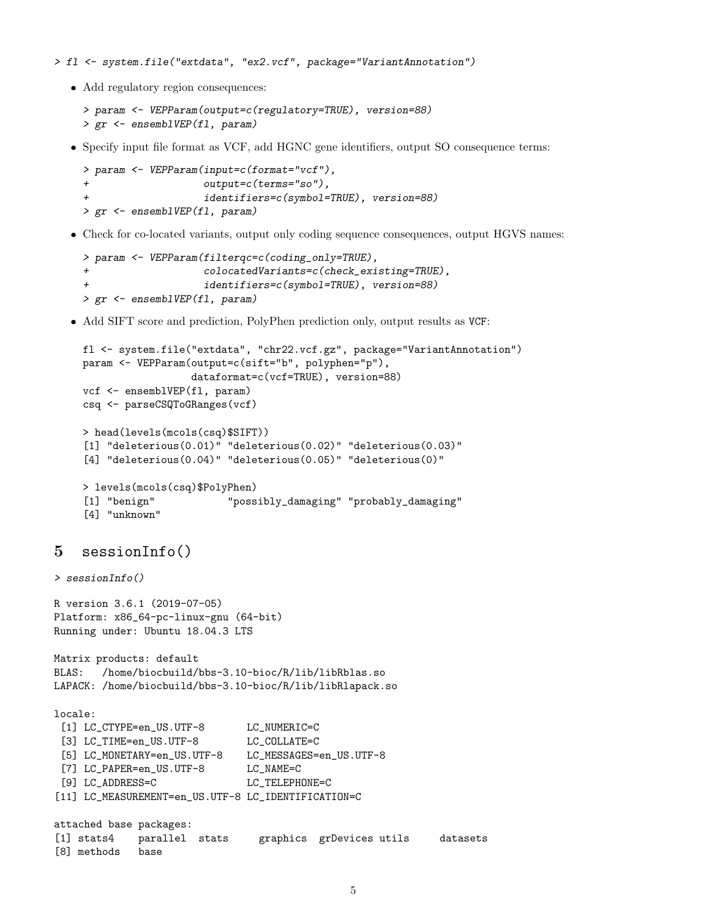```
> fl <- system.file("extdata", "ex2.vcf", package="VariantAnnotation")
```

- Add regulatory region consequences:

```
> param <- VEPParam(output=c(regulatory=TRUE), version=88)
> gr <- ensemblVEP(fl, param)
```

- Specify input file format as VCF, add HGNC gene identifiers, output SO consequence terms:

```
> param <- VEPParam(input=c(format="vcf"),
+                   output=c(terms="so"),
+                   identifiers=c(symbol=TRUE), version=88)
> gr <- ensemblVEP(fl, param)
```

- Check for co-located variants, output only coding sequence consequences, output HGVS names:

```
> param <- VEPParam(filterqc=c(coding_only=TRUE),
+                   colocatedVariants=c(check_existing=TRUE),
+                   identifiers=c(symbol=TRUE), version=88)
> gr <- ensemblVEP(fl, param)
```

- Add SIFT score and prediction, PolyPhen prediction only, output results as VCF:

```
fl <- system.file("extdata", "chr22.vcf.gz", package="VariantAnnotation")
param <- VEPParam(output=c(sift="b", polyphen="p"),
                  dataformat=c(vcf=TRUE), version=88)
vcf <- ensemblVEP(fl, param)
csq <- parseCSQToGRanges(vcf)

> head(levels(mcols(csq)$SIFT))
[1] "deleterious(0.01)" "deleterious(0.02)" "deleterious(0.03)"
[4] "deleterious(0.04)" "deleterious(0.05)" "deleterious(0)"

> levels(mcols(csq)$PolyPhen)
[1] "benign"            "possibly_damaging" "probably_damaging"
[4] "unknown"
```

# 5 sessionInfo()

```
> sessionInfo()

R version 3.6.1 (2019-07-05)
Platform: x86_64-pc-linux-gnu (64-bit)
Running under: Ubuntu 18.04.3 LTS

Matrix products: default
BLAS:   /home/biocbuild/bbs-3.10-bioc/R/lib/libRblas.so
LAPACK: /home/biocbuild/bbs-3.10-bioc/R/lib/libRlapack.so

locale:
 [1] LC_CTYPE=en_US.UTF-8       LC_NUMERIC=C
 [3] LC_TIME=en_US.UTF-8        LC_COLLATE=C
 [5] LC_MONETARY=en_US.UTF-8    LC_MESSAGES=en_US.UTF-8
 [7] LC_PAPER=en_US.UTF-8       LC_NAME=C
 [9] LC_ADDRESS=C               LC_TELEPHONE=C
[11] LC_MEASUREMENT=en_US.UTF-8 LC_IDENTIFICATION=C

attached base packages:
[1] stats4    parallel  stats     graphics  grDevices utils     datasets
[8] methods   base
```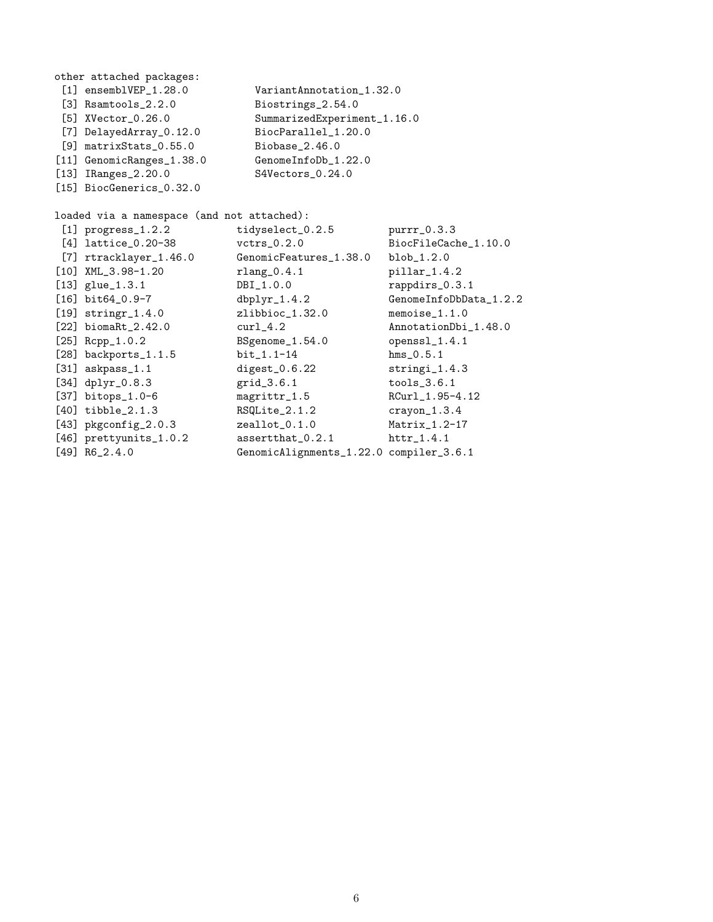```
other attached packages:
 [1] ensemblVEP_1.28.0           VariantAnnotation_1.32.0   
 [3] Rsamtools_2.2.0             Biostrings_2.54.0          
 [5] XVector_0.26.0              SummarizedExperiment_1.16.0
 [7] DelayedArray_0.12.0         BiocParallel_1.20.0        
 [9] matrixStats_0.55.0          Biobase_2.46.0             
[11] GenomicRanges_1.38.0        GenomeInfoDb_1.22.0        
[13] IRanges_2.20.0              S4Vectors_0.24.0           
[15] BiocGenerics_0.32.0        

loaded via a namespace (and not attached):
 [1] progress_1.2.2           tidyselect_0.2.5         purrr_0.3.3             
 [4] lattice_0.20-38          vctrs_0.2.0              BiocFileCache_1.10.0    
 [7] rtracklayer_1.46.0       GenomicFeatures_1.38.0   blob_1.2.0              
[10] XML_3.98-1.20            rlang_0.4.1              pillar_1.4.2            
[13] glue_1.3.1               DBI_1.0.0                rappdirs_0.3.1          
[16] bit64_0.9-7              dbplyr_1.4.2             GenomeInfoDbData_1.2.2  
[19] stringr_1.4.0            zlibbioc_1.32.0          memoise_1.1.0           
[22] biomaRt_2.42.0           curl_4.2                 AnnotationDbi_1.48.0    
[25] Rcpp_1.0.2               BSgenome_1.54.0          openssl_1.4.1           
[28] backports_1.1.5          bit_1.1-14               hms_0.5.1               
[31] askpass_1.1              digest_0.6.22            stringi_1.4.3           
[34] dplyr_0.8.3              grid_3.6.1               tools_3.6.1             
[37] bitops_1.0-6             magrittr_1.5             RCurl_1.95-4.12         
[40] tibble_2.1.3             RSQLite_2.1.2            crayon_1.3.4            
[43] pkgconfig_2.0.3          zeallot_0.1.0            Matrix_1.2-17           
[46] prettyunits_1.0.2        assertthat_0.2.1         httr_1.4.1              
[49] R6_2.4.0                 GenomicAlignments_1.22.0 compiler_3.6.1          
```